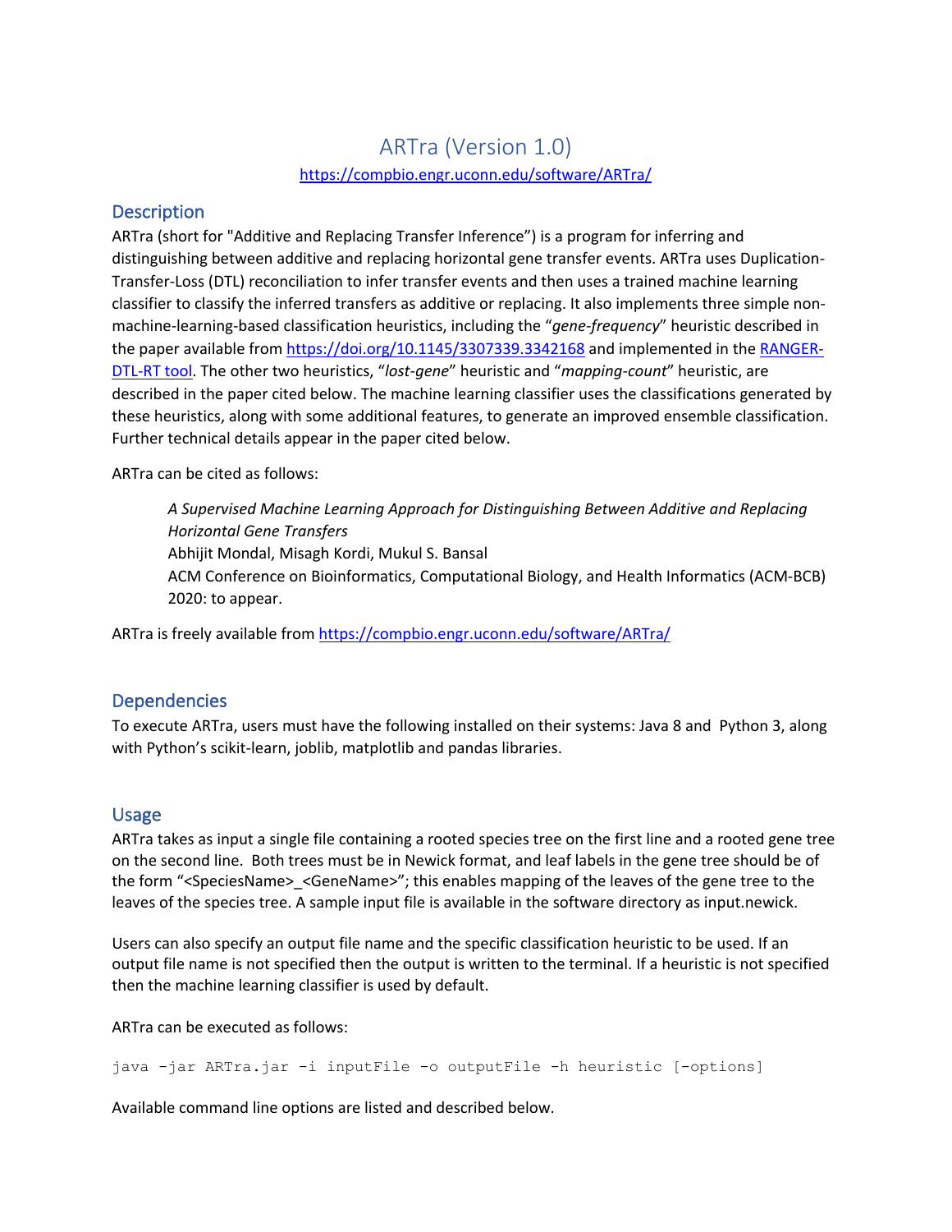# ARTra (Version 1.0)

[https://compbio.engr.uconn.edu/software/ARTra/](https://compbio.engr.uconn.edu/software/ARTra/)

## Description

ARTra (short for "Additive and Replacing Transfer Inference") is a program for inferring and distinguishing between additive and replacing horizontal gene transfer events. ARTra uses Duplication-Transfer-Loss (DTL) reconciliation to infer transfer events and then uses a trained machine learning classifier to classify the inferred transfers as additive or replacing. It also implements three simple non-machine-learning-based classification heuristics, including the "*gene-frequency*" heuristic described in the paper available from [https://doi.org/10.1145/3307339.3342168](https://doi.org/10.1145/3307339.3342168) and implemented in the RANGER-DTL-RT tool. The other two heuristics, "*lost-gene*" heuristic and "*mapping-count*" heuristic, are described in the paper cited below. The machine learning classifier uses the classifications generated by these heuristics, along with some additional features, to generate an improved ensemble classification. Further technical details appear in the paper cited below.

ARTra can be cited as follows:

> *A Supervised Machine Learning Approach for Distinguishing Between Additive and Replacing Horizontal Gene Transfers*
> Abhijit Mondal, Misagh Kordi, Mukul S. Bansal
> ACM Conference on Bioinformatics, Computational Biology, and Health Informatics (ACM-BCB) 2020: to appear.

ARTra is freely available from [https://compbio.engr.uconn.edu/software/ARTra/](https://compbio.engr.uconn.edu/software/ARTra/)

## Dependencies

To execute ARTra, users must have the following installed on their systems: Java 8 and Python 3, along with Python's scikit-learn, joblib, matplotlib and pandas libraries.

## Usage

ARTra takes as input a single file containing a rooted species tree on the first line and a rooted gene tree on the second line. Both trees must be in Newick format, and leaf labels in the gene tree should be of the form "<SpeciesName>_<GeneName>"; this enables mapping of the leaves of the gene tree to the leaves of the species tree. A sample input file is available in the software directory as input.newick.

Users can also specify an output file name and the specific classification heuristic to be used. If an output file name is not specified then the output is written to the terminal. If a heuristic is not specified then the machine learning classifier is used by default.

ARTra can be executed as follows:

```
java -jar ARTra.jar -i inputFile -o outputFile -h heuristic [-options]
```

Available command line options are listed and described below.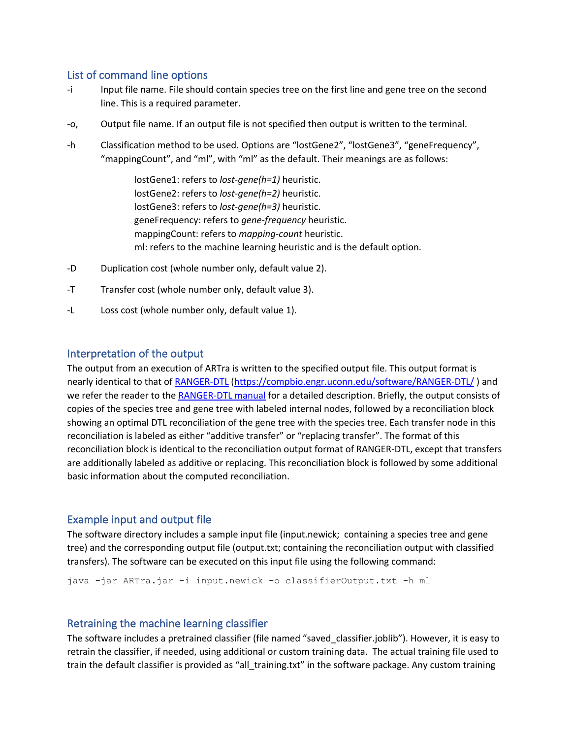## List of command line options

-i Input file name. File should contain species tree on the first line and gene tree on the second line. This is a required parameter.

-o, Output file name. If an output file is not specified then output is written to the terminal.

-h Classification method to be used. Options are "lostGene2", "lostGene3", "geneFrequency", "mappingCount", and "ml", with "ml" as the default. Their meanings are as follows:

> lostGene1: refers to *lost-gene(h=1)* heuristic.
> lostGene2: refers to *lost-gene(h=2)* heuristic.
> lostGene3: refers to *lost-gene(h=3)* heuristic.
> geneFrequency: refers to *gene-frequency* heuristic.
> mappingCount: refers to *mapping-count* heuristic.
> ml: refers to the machine learning heuristic and is the default option.

-D Duplication cost (whole number only, default value 2).

-T Transfer cost (whole number only, default value 3).

-L Loss cost (whole number only, default value 1).

## Interpretation of the output

The output from an execution of ARTra is written to the specified output file. This output format is nearly identical to that of RANGER-DTL (https://compbio.engr.uconn.edu/software/RANGER-DTL/ ) and we refer the reader to the RANGER-DTL manual for a detailed description. Briefly, the output consists of copies of the species tree and gene tree with labeled internal nodes, followed by a reconciliation block showing an optimal DTL reconciliation of the gene tree with the species tree. Each transfer node in this reconciliation is labeled as either "additive transfer" or "replacing transfer". The format of this reconciliation block is identical to the reconciliation output format of RANGER-DTL, except that transfers are additionally labeled as additive or replacing. This reconciliation block is followed by some additional basic information about the computed reconciliation.

## Example input and output file

The software directory includes a sample input file (input.newick; containing a species tree and gene tree) and the corresponding output file (output.txt; containing the reconciliation output with classified transfers). The software can be executed on this input file using the following command:

```
java -jar ARTra.jar -i input.newick -o classifierOutput.txt -h ml
```

## Retraining the machine learning classifier

The software includes a pretrained classifier (file named "saved_classifier.joblib"). However, it is easy to retrain the classifier, if needed, using additional or custom training data. The actual training file used to train the default classifier is provided as "all_training.txt" in the software package. Any custom training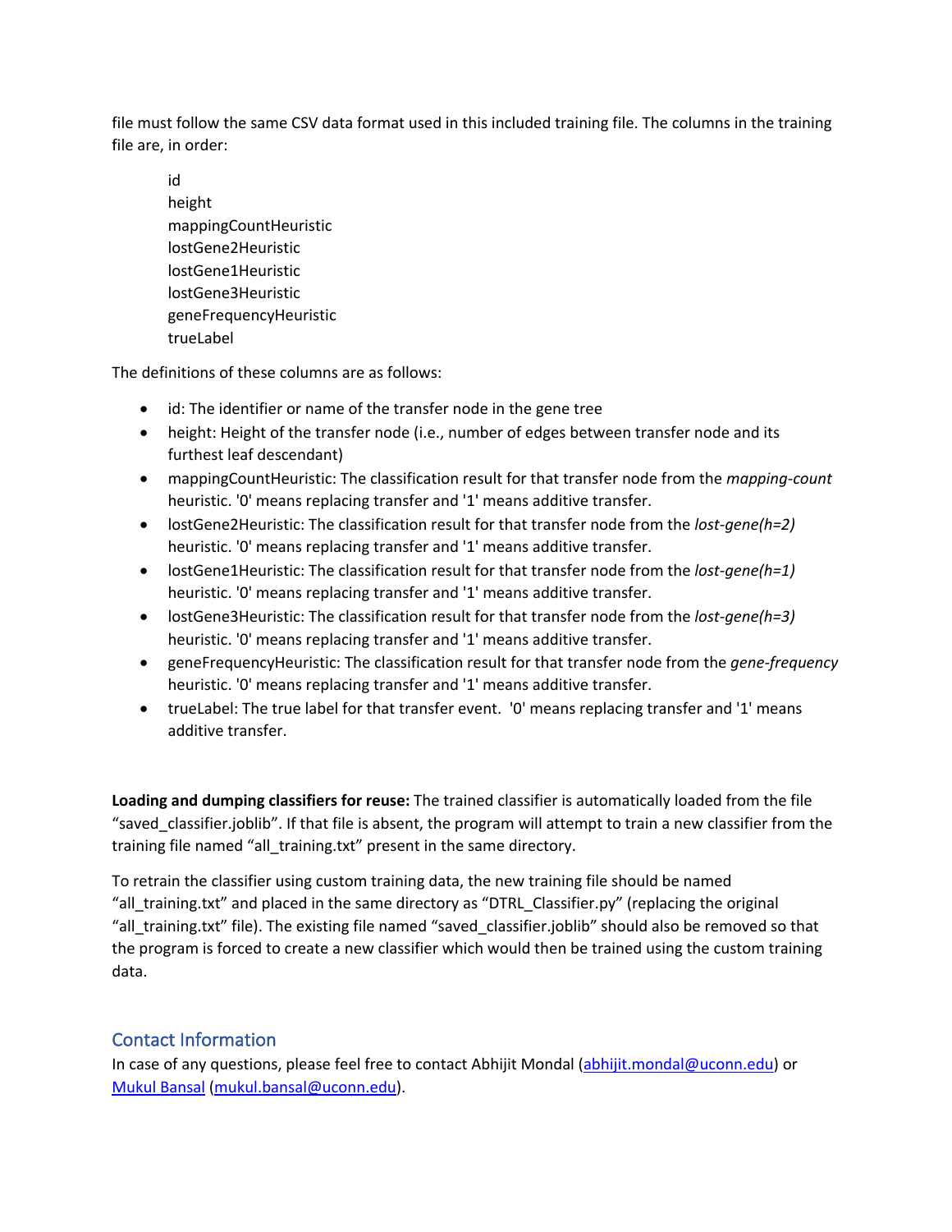file must follow the same CSV data format used in this included training file. The columns in the training file are, in order:

> id
> height
> mappingCountHeuristic
> lostGene2Heuristic
> lostGene1Heuristic
> lostGene3Heuristic
> geneFrequencyHeuristic
> trueLabel

The definitions of these columns are as follows:

- id: The identifier or name of the transfer node in the gene tree
- height: Height of the transfer node (i.e., number of edges between transfer node and its furthest leaf descendant)
- mappingCountHeuristic: The classification result for that transfer node from the *mapping-count* heuristic. '0' means replacing transfer and '1' means additive transfer.
- lostGene2Heuristic: The classification result for that transfer node from the *lost-gene(h=2)* heuristic. '0' means replacing transfer and '1' means additive transfer.
- lostGene1Heuristic: The classification result for that transfer node from the *lost-gene(h=1)* heuristic. '0' means replacing transfer and '1' means additive transfer.
- lostGene3Heuristic: The classification result for that transfer node from the *lost-gene(h=3)* heuristic. '0' means replacing transfer and '1' means additive transfer.
- geneFrequencyHeuristic: The classification result for that transfer node from the *gene-frequency* heuristic. '0' means replacing transfer and '1' means additive transfer.
- trueLabel: The true label for that transfer event. '0' means replacing transfer and '1' means additive transfer.

**Loading and dumping classifiers for reuse:** The trained classifier is automatically loaded from the file "saved_classifier.joblib". If that file is absent, the program will attempt to train a new classifier from the training file named "all_training.txt" present in the same directory.

To retrain the classifier using custom training data, the new training file should be named "all_training.txt" and placed in the same directory as "DTRL_Classifier.py" (replacing the original "all_training.txt" file). The existing file named "saved_classifier.joblib" should also be removed so that the program is forced to create a new classifier which would then be trained using the custom training data.

## Contact Information

In case of any questions, please feel free to contact Abhijit Mondal (abhijit.mondal@uconn.edu) or Mukul Bansal (mukul.bansal@uconn.edu).